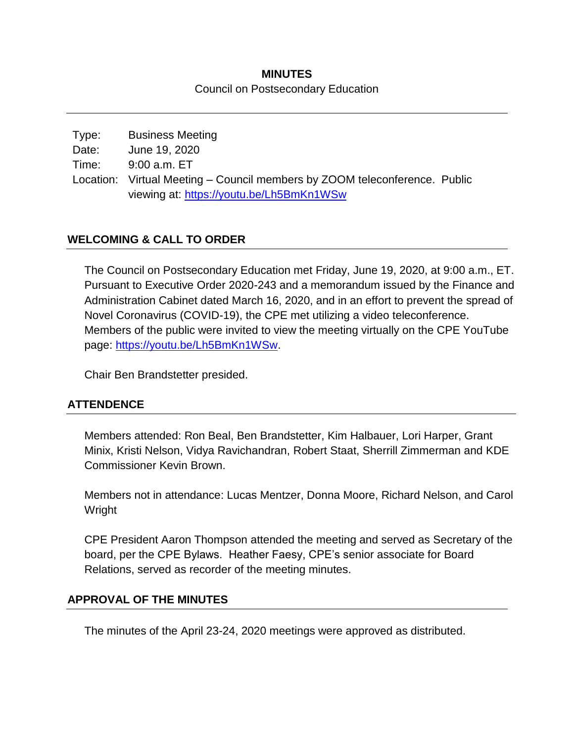**MINUTES**

Council on Postsecondary Education

Type: Business Meeting
Date: June 19, 2020
Time: 9:00 a.m. ET
Location: Virtual Meeting – Council members by ZOOM teleconference. Public viewing at: https://youtu.be/Lh5BmKn1WSw

## WELCOMING & CALL TO ORDER

The Council on Postsecondary Education met Friday, June 19, 2020, at 9:00 a.m., ET. Pursuant to Executive Order 2020-243 and a memorandum issued by the Finance and Administration Cabinet dated March 16, 2020, and in an effort to prevent the spread of Novel Coronavirus (COVID-19), the CPE met utilizing a video teleconference. Members of the public were invited to view the meeting virtually on the CPE YouTube page: https://youtu.be/Lh5BmKn1WSw.

Chair Ben Brandstetter presided.

## ATTENDENCE

Members attended: Ron Beal, Ben Brandstetter, Kim Halbauer, Lori Harper, Grant Minix, Kristi Nelson, Vidya Ravichandran, Robert Staat, Sherrill Zimmerman and KDE Commissioner Kevin Brown.

Members not in attendance: Lucas Mentzer, Donna Moore, Richard Nelson, and Carol Wright

CPE President Aaron Thompson attended the meeting and served as Secretary of the board, per the CPE Bylaws. Heather Faesy, CPE's senior associate for Board Relations, served as recorder of the meeting minutes.

## APPROVAL OF THE MINUTES

The minutes of the April 23-24, 2020 meetings were approved as distributed.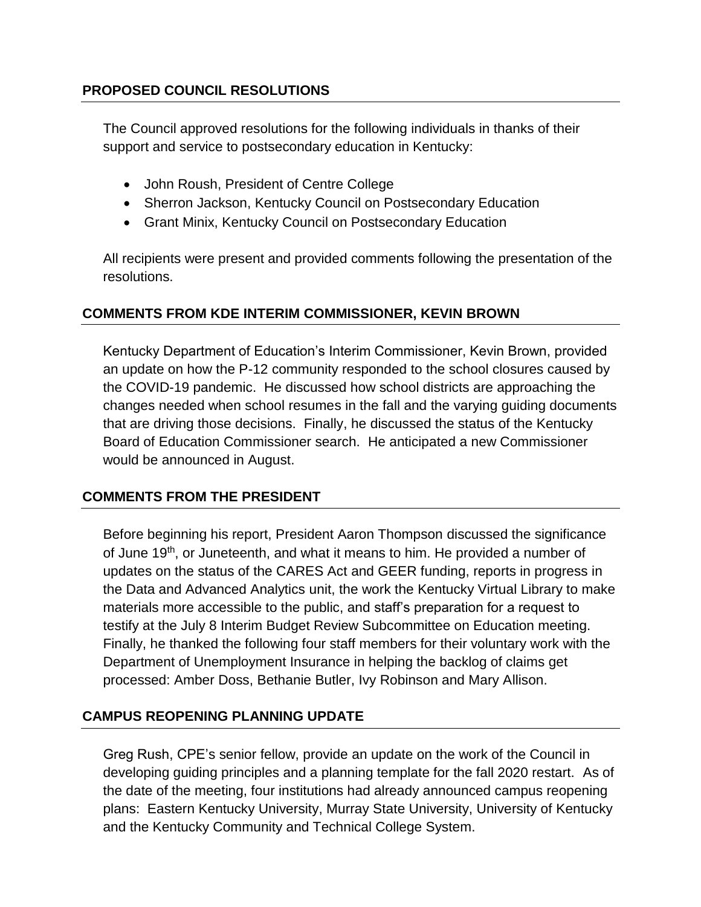## PROPOSED COUNCIL RESOLUTIONS

The Council approved resolutions for the following individuals in thanks of their support and service to postsecondary education in Kentucky:

- John Roush, President of Centre College
- Sherron Jackson, Kentucky Council on Postsecondary Education
- Grant Minix, Kentucky Council on Postsecondary Education

All recipients were present and provided comments following the presentation of the resolutions.

## COMMENTS FROM KDE INTERIM COMMISSIONER, KEVIN BROWN

Kentucky Department of Education's Interim Commissioner, Kevin Brown, provided an update on how the P-12 community responded to the school closures caused by the COVID-19 pandemic. He discussed how school districts are approaching the changes needed when school resumes in the fall and the varying guiding documents that are driving those decisions. Finally, he discussed the status of the Kentucky Board of Education Commissioner search. He anticipated a new Commissioner would be announced in August.

## COMMENTS FROM THE PRESIDENT

Before beginning his report, President Aaron Thompson discussed the significance of June 19th, or Juneteenth, and what it means to him. He provided a number of updates on the status of the CARES Act and GEER funding, reports in progress in the Data and Advanced Analytics unit, the work the Kentucky Virtual Library to make materials more accessible to the public, and staff's preparation for a request to testify at the July 8 Interim Budget Review Subcommittee on Education meeting. Finally, he thanked the following four staff members for their voluntary work with the Department of Unemployment Insurance in helping the backlog of claims get processed: Amber Doss, Bethanie Butler, Ivy Robinson and Mary Allison.

## CAMPUS REOPENING PLANNING UPDATE

Greg Rush, CPE's senior fellow, provide an update on the work of the Council in developing guiding principles and a planning template for the fall 2020 restart. As of the date of the meeting, four institutions had already announced campus reopening plans: Eastern Kentucky University, Murray State University, University of Kentucky and the Kentucky Community and Technical College System.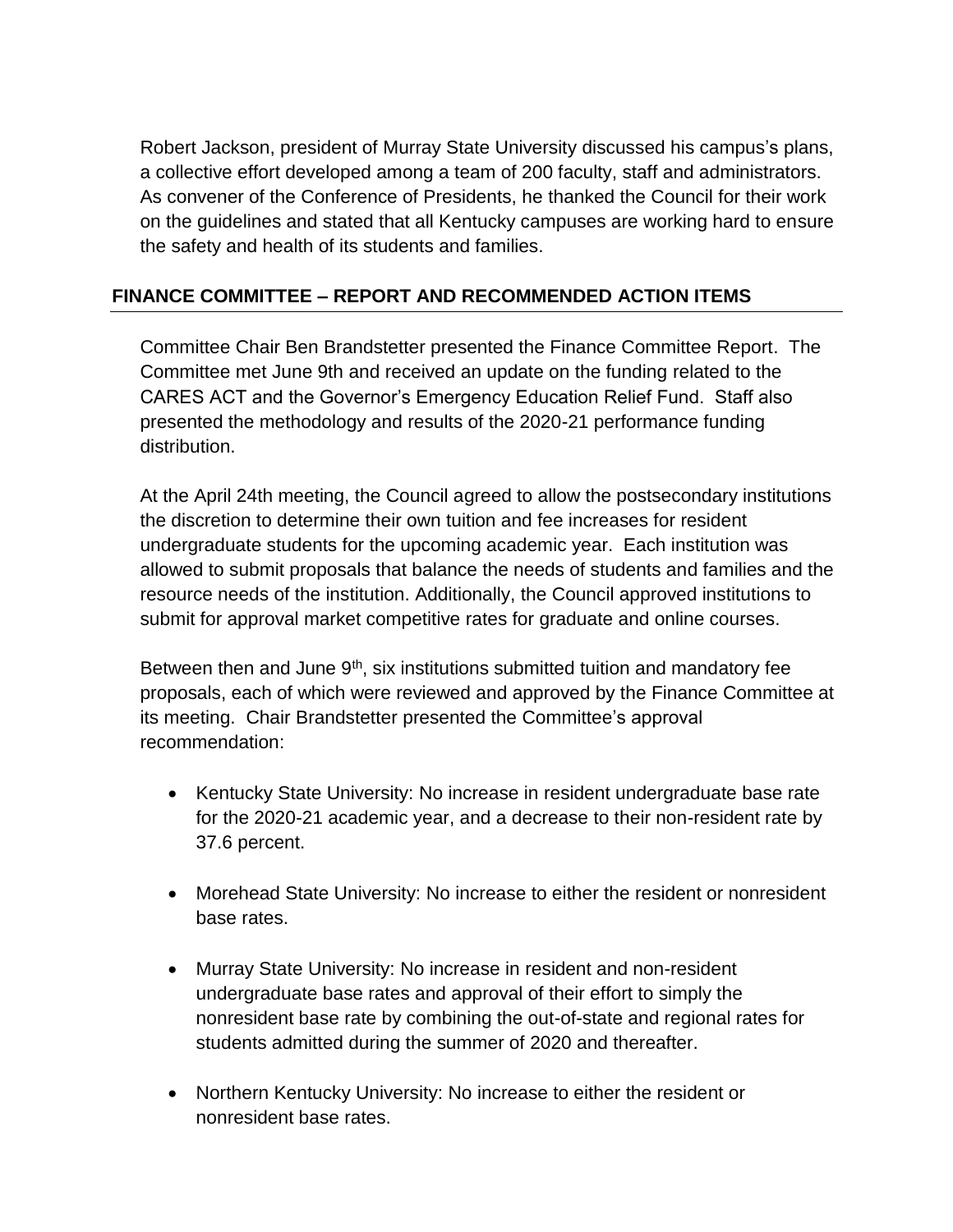Robert Jackson, president of Murray State University discussed his campus's plans, a collective effort developed among a team of 200 faculty, staff and administrators. As convener of the Conference of Presidents, he thanked the Council for their work on the guidelines and stated that all Kentucky campuses are working hard to ensure the safety and health of its students and families.

## FINANCE COMMITTEE – REPORT AND RECOMMENDED ACTION ITEMS

Committee Chair Ben Brandstetter presented the Finance Committee Report. The Committee met June 9th and received an update on the funding related to the CARES ACT and the Governor's Emergency Education Relief Fund. Staff also presented the methodology and results of the 2020-21 performance funding distribution.

At the April 24th meeting, the Council agreed to allow the postsecondary institutions the discretion to determine their own tuition and fee increases for resident undergraduate students for the upcoming academic year. Each institution was allowed to submit proposals that balance the needs of students and families and the resource needs of the institution. Additionally, the Council approved institutions to submit for approval market competitive rates for graduate and online courses.

Between then and June 9th, six institutions submitted tuition and mandatory fee proposals, each of which were reviewed and approved by the Finance Committee at its meeting. Chair Brandstetter presented the Committee's approval recommendation:

- Kentucky State University: No increase in resident undergraduate base rate for the 2020-21 academic year, and a decrease to their non-resident rate by 37.6 percent.
- Morehead State University: No increase to either the resident or nonresident base rates.
- Murray State University: No increase in resident and non-resident undergraduate base rates and approval of their effort to simply the nonresident base rate by combining the out-of-state and regional rates for students admitted during the summer of 2020 and thereafter.
- Northern Kentucky University: No increase to either the resident or nonresident base rates.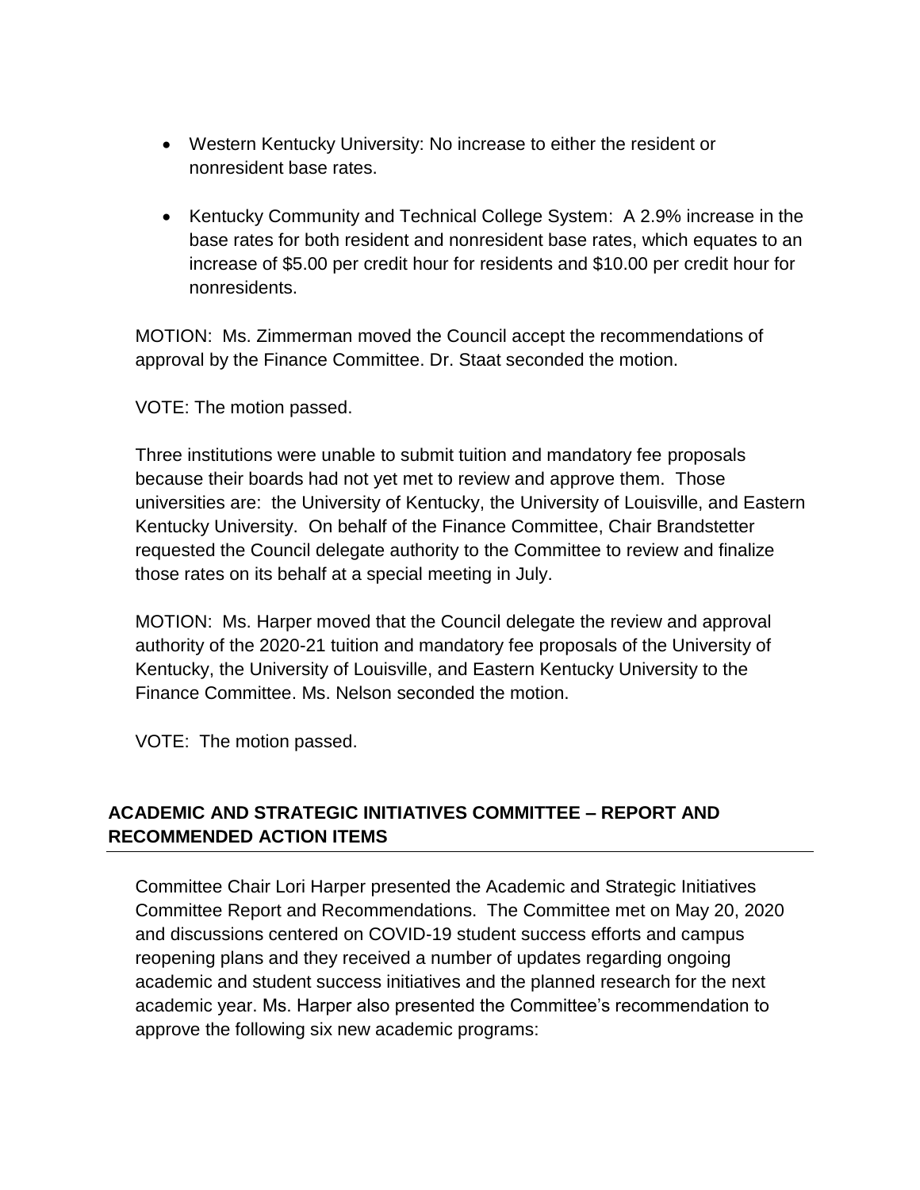- Western Kentucky University: No increase to either the resident or nonresident base rates.
- Kentucky Community and Technical College System: A 2.9% increase in the base rates for both resident and nonresident base rates, which equates to an increase of $5.00 per credit hour for residents and $10.00 per credit hour for nonresidents.

MOTION: Ms. Zimmerman moved the Council accept the recommendations of approval by the Finance Committee. Dr. Staat seconded the motion.

VOTE: The motion passed.

Three institutions were unable to submit tuition and mandatory fee proposals because their boards had not yet met to review and approve them. Those universities are: the University of Kentucky, the University of Louisville, and Eastern Kentucky University. On behalf of the Finance Committee, Chair Brandstetter requested the Council delegate authority to the Committee to review and finalize those rates on its behalf at a special meeting in July.

MOTION: Ms. Harper moved that the Council delegate the review and approval authority of the 2020-21 tuition and mandatory fee proposals of the University of Kentucky, the University of Louisville, and Eastern Kentucky University to the Finance Committee. Ms. Nelson seconded the motion.

VOTE: The motion passed.

## ACADEMIC AND STRATEGIC INITIATIVES COMMITTEE – REPORT AND RECOMMENDED ACTION ITEMS

Committee Chair Lori Harper presented the Academic and Strategic Initiatives Committee Report and Recommendations. The Committee met on May 20, 2020 and discussions centered on COVID-19 student success efforts and campus reopening plans and they received a number of updates regarding ongoing academic and student success initiatives and the planned research for the next academic year. Ms. Harper also presented the Committee's recommendation to approve the following six new academic programs: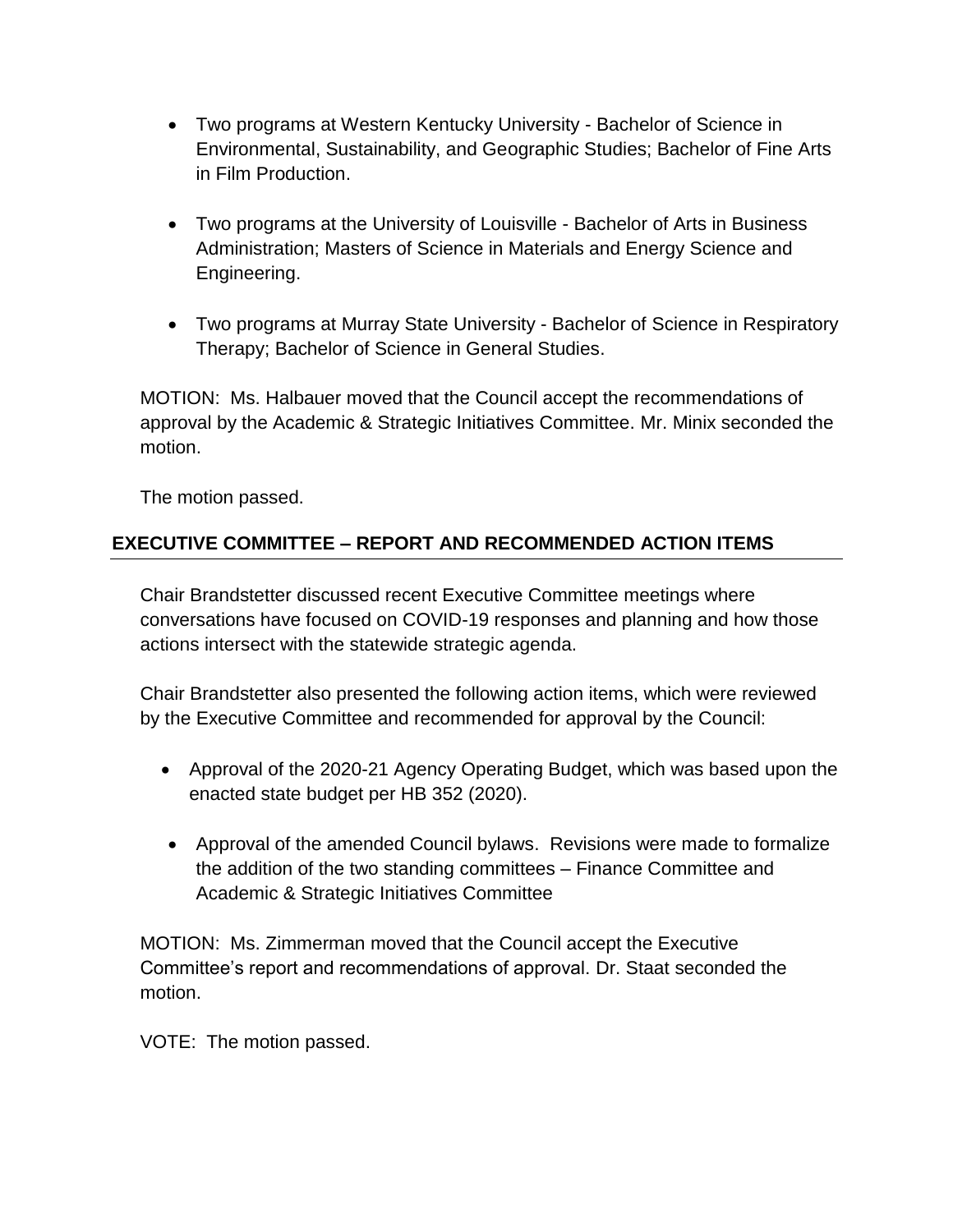- Two programs at Western Kentucky University - Bachelor of Science in Environmental, Sustainability, and Geographic Studies; Bachelor of Fine Arts in Film Production.

- Two programs at the University of Louisville - Bachelor of Arts in Business Administration; Masters of Science in Materials and Energy Science and Engineering.

- Two programs at Murray State University - Bachelor of Science in Respiratory Therapy; Bachelor of Science in General Studies.

MOTION: Ms. Halbauer moved that the Council accept the recommendations of approval by the Academic & Strategic Initiatives Committee. Mr. Minix seconded the motion.

The motion passed.

## EXECUTIVE COMMITTEE – REPORT AND RECOMMENDED ACTION ITEMS

Chair Brandstetter discussed recent Executive Committee meetings where conversations have focused on COVID-19 responses and planning and how those actions intersect with the statewide strategic agenda.

Chair Brandstetter also presented the following action items, which were reviewed by the Executive Committee and recommended for approval by the Council:

- Approval of the 2020-21 Agency Operating Budget, which was based upon the enacted state budget per HB 352 (2020).

- Approval of the amended Council bylaws. Revisions were made to formalize the addition of the two standing committees – Finance Committee and Academic & Strategic Initiatives Committee

MOTION: Ms. Zimmerman moved that the Council accept the Executive Committee's report and recommendations of approval. Dr. Staat seconded the motion.

VOTE: The motion passed.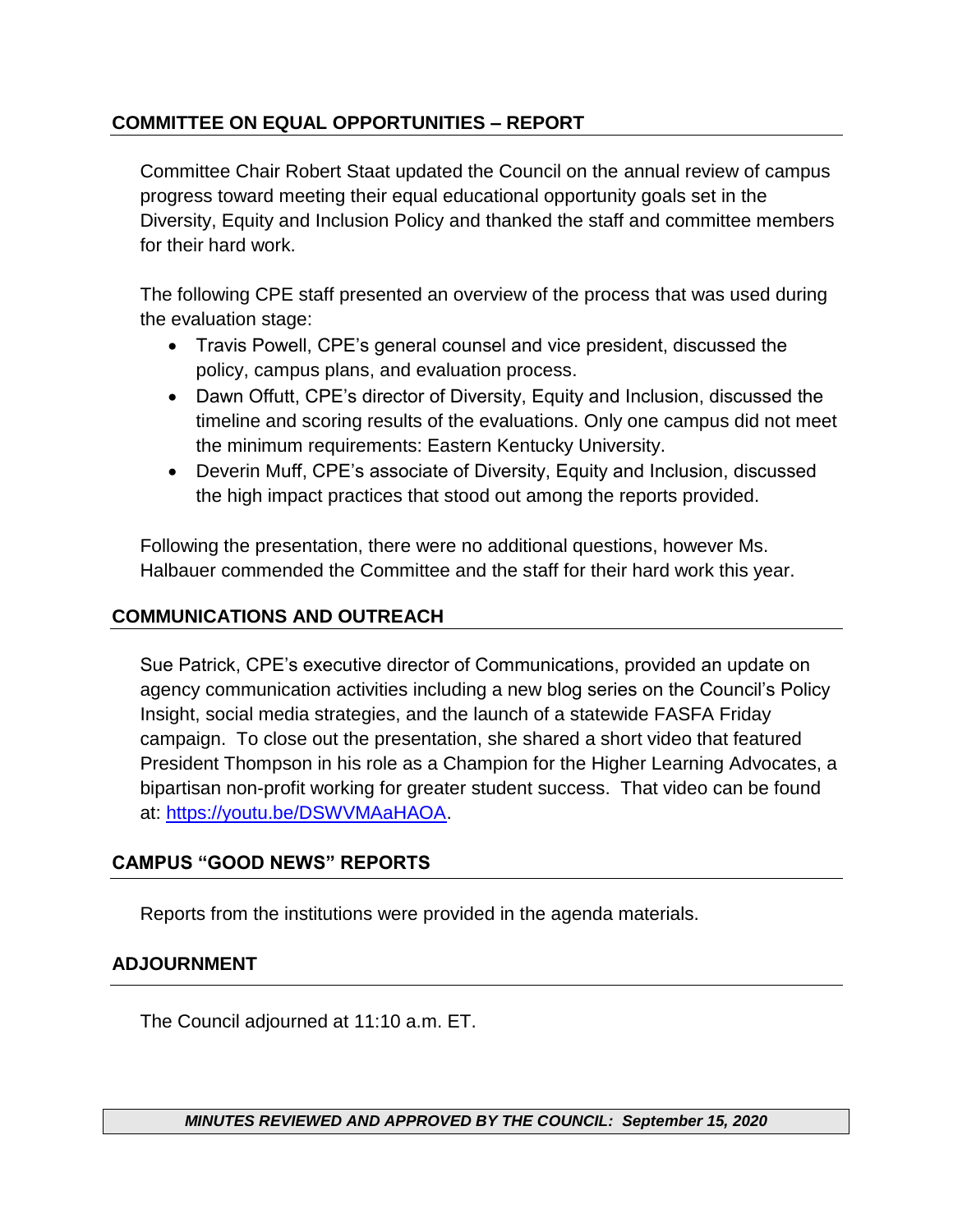## COMMITTEE ON EQUAL OPPORTUNITIES – REPORT

Committee Chair Robert Staat updated the Council on the annual review of campus progress toward meeting their equal educational opportunity goals set in the Diversity, Equity and Inclusion Policy and thanked the staff and committee members for their hard work.

The following CPE staff presented an overview of the process that was used during the evaluation stage:

- Travis Powell, CPE's general counsel and vice president, discussed the policy, campus plans, and evaluation process.
- Dawn Offutt, CPE's director of Diversity, Equity and Inclusion, discussed the timeline and scoring results of the evaluations. Only one campus did not meet the minimum requirements: Eastern Kentucky University.
- Deverin Muff, CPE's associate of Diversity, Equity and Inclusion, discussed the high impact practices that stood out among the reports provided.

Following the presentation, there were no additional questions, however Ms. Halbauer commended the Committee and the staff for their hard work this year.

## COMMUNICATIONS AND OUTREACH

Sue Patrick, CPE's executive director of Communications, provided an update on agency communication activities including a new blog series on the Council's Policy Insight, social media strategies, and the launch of a statewide FASFA Friday campaign. To close out the presentation, she shared a short video that featured President Thompson in his role as a Champion for the Higher Learning Advocates, a bipartisan non-profit working for greater student success. That video can be found at: [https://youtu.be/DSWVMAaHAOA](https://youtu.be/DSWVMAaHAOA).

## CAMPUS "GOOD NEWS" REPORTS

Reports from the institutions were provided in the agenda materials.

## ADJOURNMENT

The Council adjourned at 11:10 a.m. ET.

***MINUTES REVIEWED AND APPROVED BY THE COUNCIL: September 15, 2020***